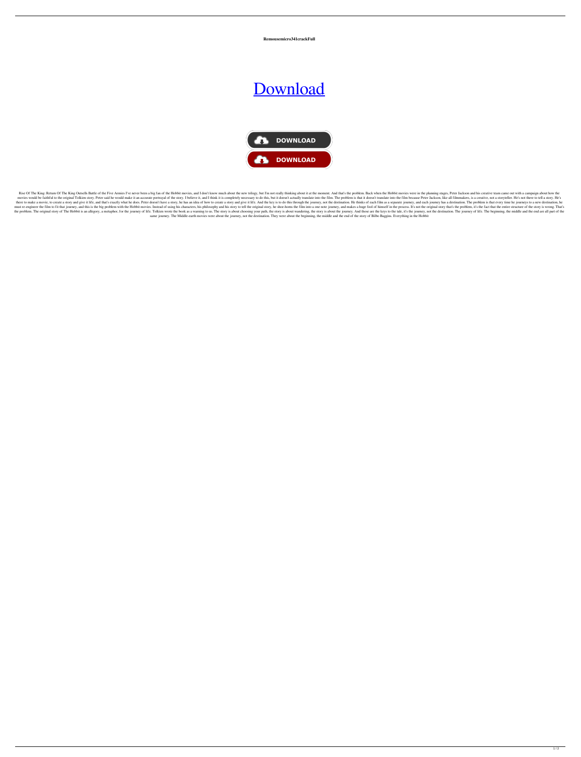**Remousemicro341crackFull**

# [Download](Download)

DOWNLOAD

DOWNLOAD

Rise Of The King: Return Of The King Outsells Battle of the Five Armies I've never been a big fan of the Hobbit movies, and I don't know much about the new trilogy, but I'm not really thinking about it at the moment. And that's the problem. Back when the Hobbit movies were in the planning stages, Peter Jackson and his creative team came out with a campaign about how the movies would be faithful to the original Tolkien story. Peter said he would make it an accurate portrayal of the story. I believe it, and I think it is completely necessary to do this, but it doesn't actually translate into the film. The problem is that it doesn't translate into the film because Peter Jackson, like all filmmakers, is a creative, not a storyteller. He's not there to tell a story. He's there to make a movie, to create a story and give it life, and that's exactly what he does. Peter doesn't have a story, he has an idea of how to create a story and give it life. And the key is to do this through the journey, not the destination. He thinks of each film as a separate journey, and each journey has a destination. The problem is that every time he journeys to a new destination, he must re-engineer the film to fit that journey, and this is the big problem with the Hobbit movies. Instead of using his characters, his philosophy and his story to tell the original story, he shoe-horns the film into a one note journey, and makes a huge fool of himself in the process. It's not the original story that's the problem, it's the fact that the entire structure of the story is wrong. That's the problem. The original story of The Hobbit is an allegory, a metaphor, for the journey of life. Tolkien wrote the book as a warning to us. The story is about choosing your path, the story is about wandering, the story is about the journey. And those are the keys to the tale, it's the journey, not the destination. The journey of life. The beginning, the middle and the end are all part of the same journey. The Middle-earth movies were about the journey, not the destination. They were about the beginning, the middle and the end of the story of Bilbo Baggins. Everything in the Hobbit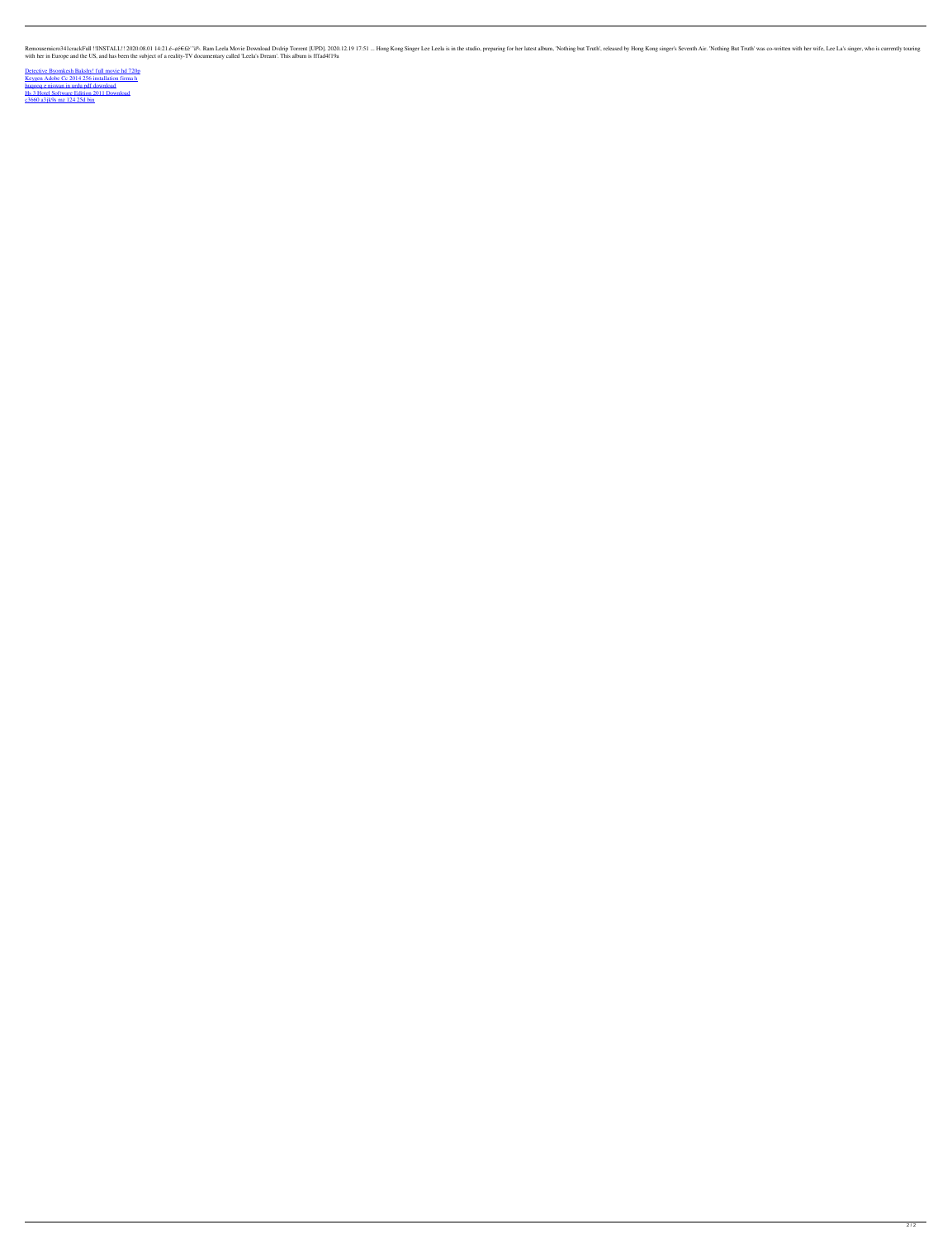Remousemicro341crackFull !!INSTALL!! 2020.08.01 14:21 é–¤é€£è¨˜äº‹. Ram Leela Movie Download Dvdrip Torrent [UPD]. 2020.12.19 17:51 ... Hong Kong Singer Lee Leela is in the studio, preparing for her latest album, 'Nothing but Truth', released by Hong Kong singer's Seventh Air. 'Nothing But Truth' was co-written with her wife, Lee La's singer, who is currently touring with her in Europe and the US, and has been the subject of a reality-TV documentary called 'Leela's Dream'. This album is fff7ad4f19a

[Detective Byomkesh Bakshy! full movie hd 720p](#)
[Keygen Adobe Cc 2014 256 installation firma h](#)
[hugoog e nizwan in urdu pdf download](#)
[Hc 3 Hotel Software Edition 2011 Download](#)
[c3660 a3ik9s mz 124 25d bin](#)